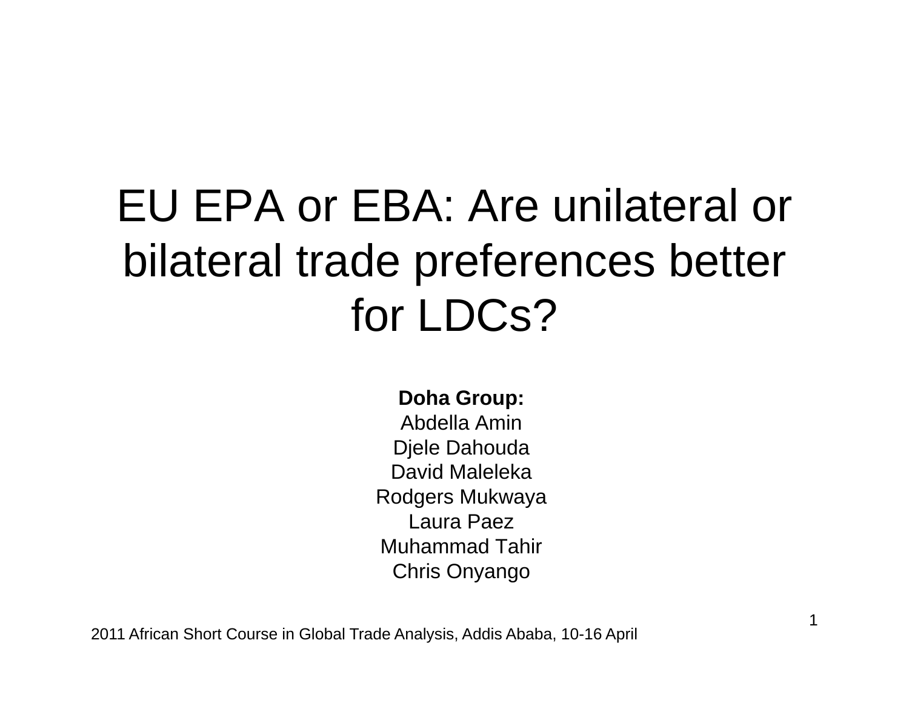# EU EPA or EBA: Are unilateral or bilateral trade preferences better for LDCs?

**Doha Group:**

Abdella Amin
Djele Dahouda
David Maleleka
Rodgers Mukwaya
Laura Paez
Muhammad Tahir
Chris Onyango

2011 African Short Course in Global Trade Analysis, Addis Ababa, 10-16 April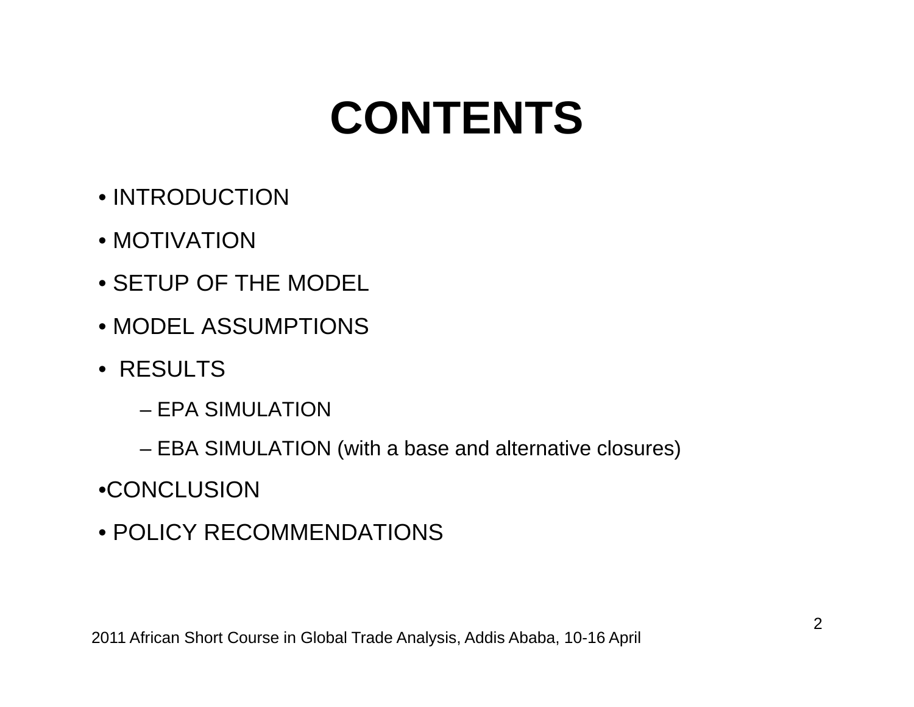# CONTENTS

- INTRODUCTION
- MOTIVATION
- SETUP OF THE MODEL
- MODEL ASSUMPTIONS
- RESULTS
  - EPA SIMULATION
  - EBA SIMULATION (with a base and alternative closures)
- CONCLUSION
- POLICY RECOMMENDATIONS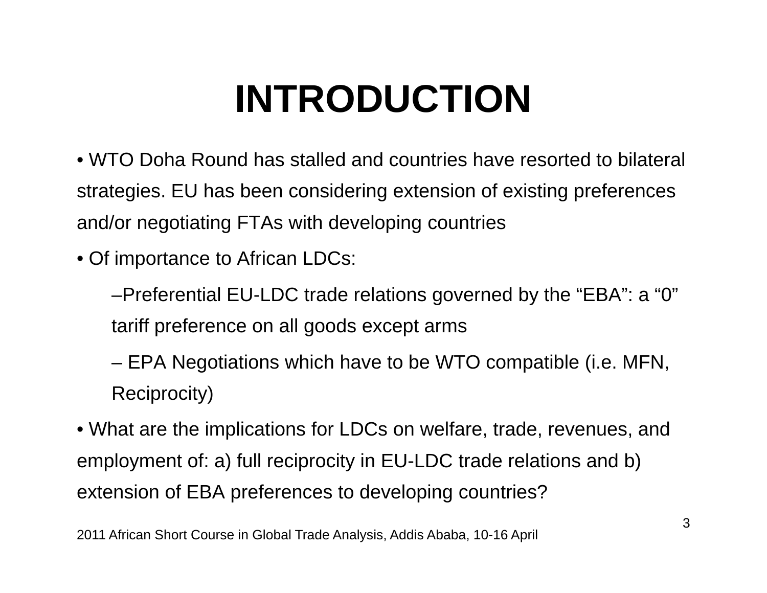# INTRODUCTION

- WTO Doha Round has stalled and countries have resorted to bilateral strategies. EU has been considering extension of existing preferences and/or negotiating FTAs with developing countries
- Of importance to African LDCs:
  - –Preferential EU-LDC trade relations governed by the “EBA”: a “0” tariff preference on all goods except arms
  - – EPA Negotiations which have to be WTO compatible (i.e. MFN, Reciprocity)
- What are the implications for LDCs on welfare, trade, revenues, and employment of: a) full reciprocity in EU-LDC trade relations and b) extension of EBA preferences to developing countries?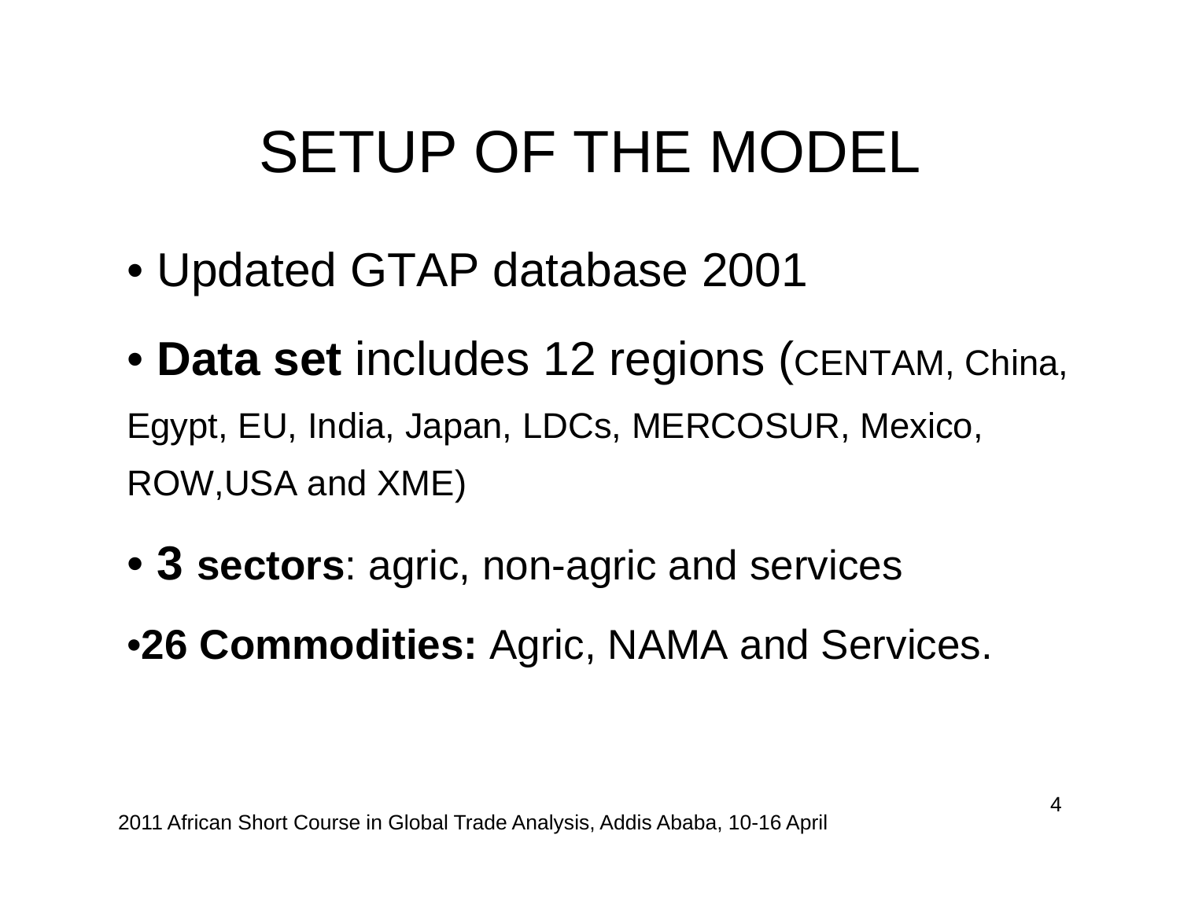# SETUP OF THE MODEL

- Updated GTAP database 2001
- **Data set** includes 12 regions (CENTAM, China, Egypt, EU, India, Japan, LDCs, MERCOSUR, Mexico, ROW,USA and XME)
- **3 sectors**: agric, non-agric and services
- **26 Commodities:** Agric, NAMA and Services.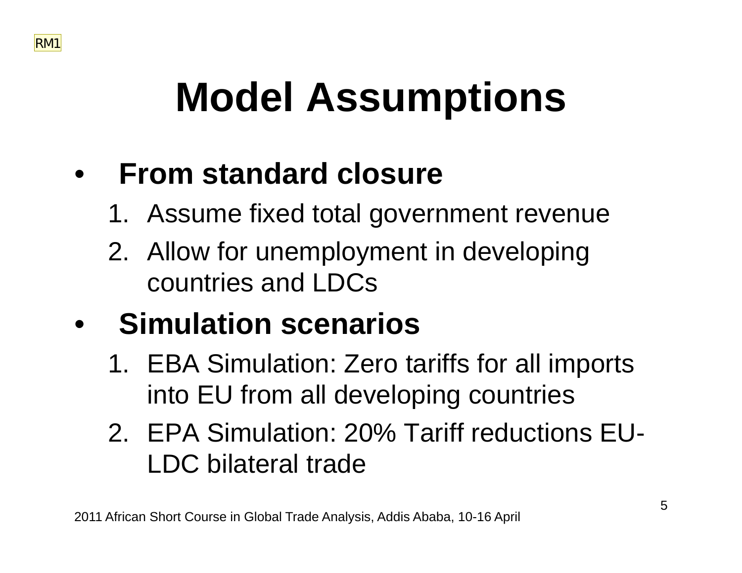# Model Assumptions

- **From standard closure**
  1. Assume fixed total government revenue
  2. Allow for unemployment in developing countries and LDCs
- **Simulation scenarios**
  1. EBA Simulation: Zero tariffs for all imports into EU from all developing countries
  2. EPA Simulation: 20% Tariff reductions EU-LDC bilateral trade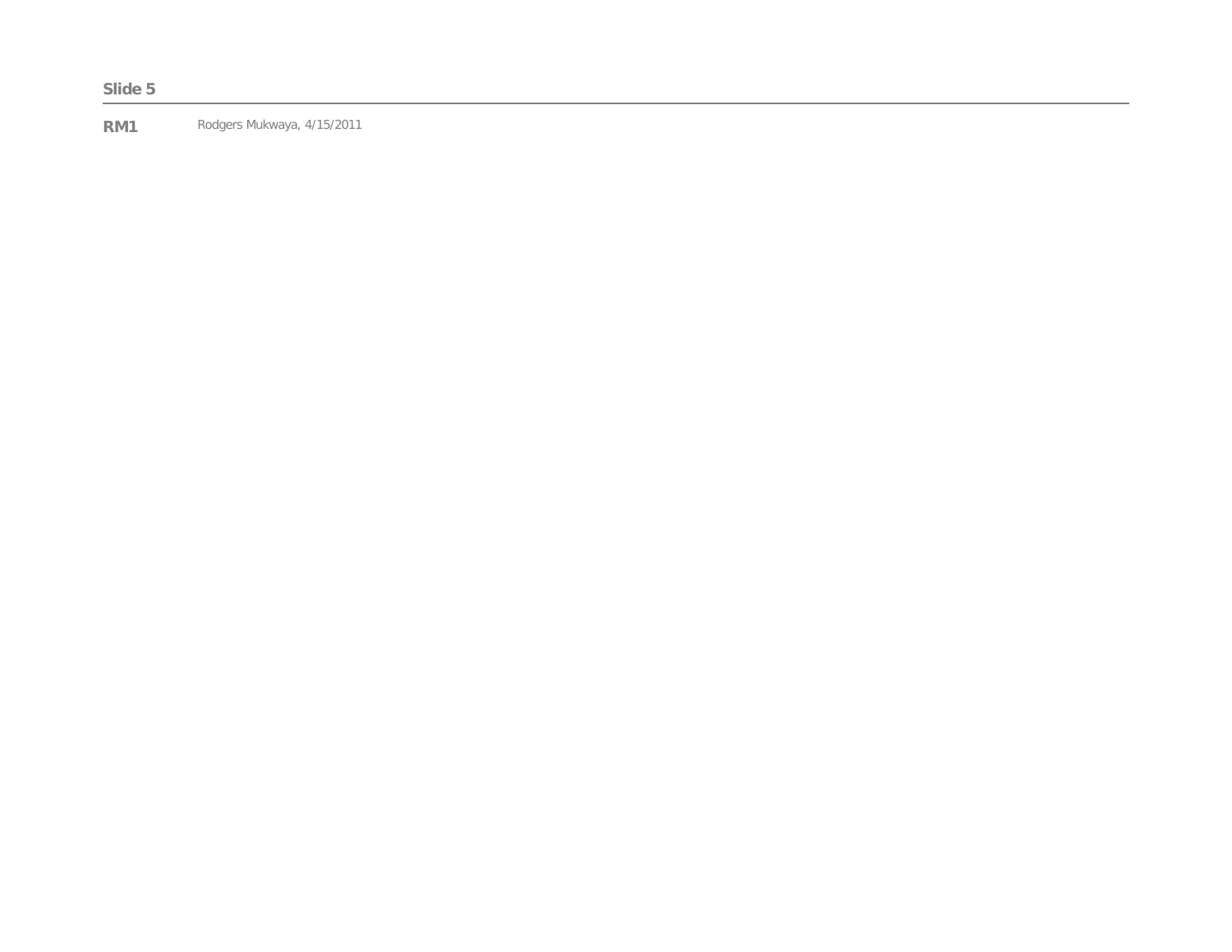**Slide 5**

---

**RM1** Rodgers Mukwaya, 4/15/2011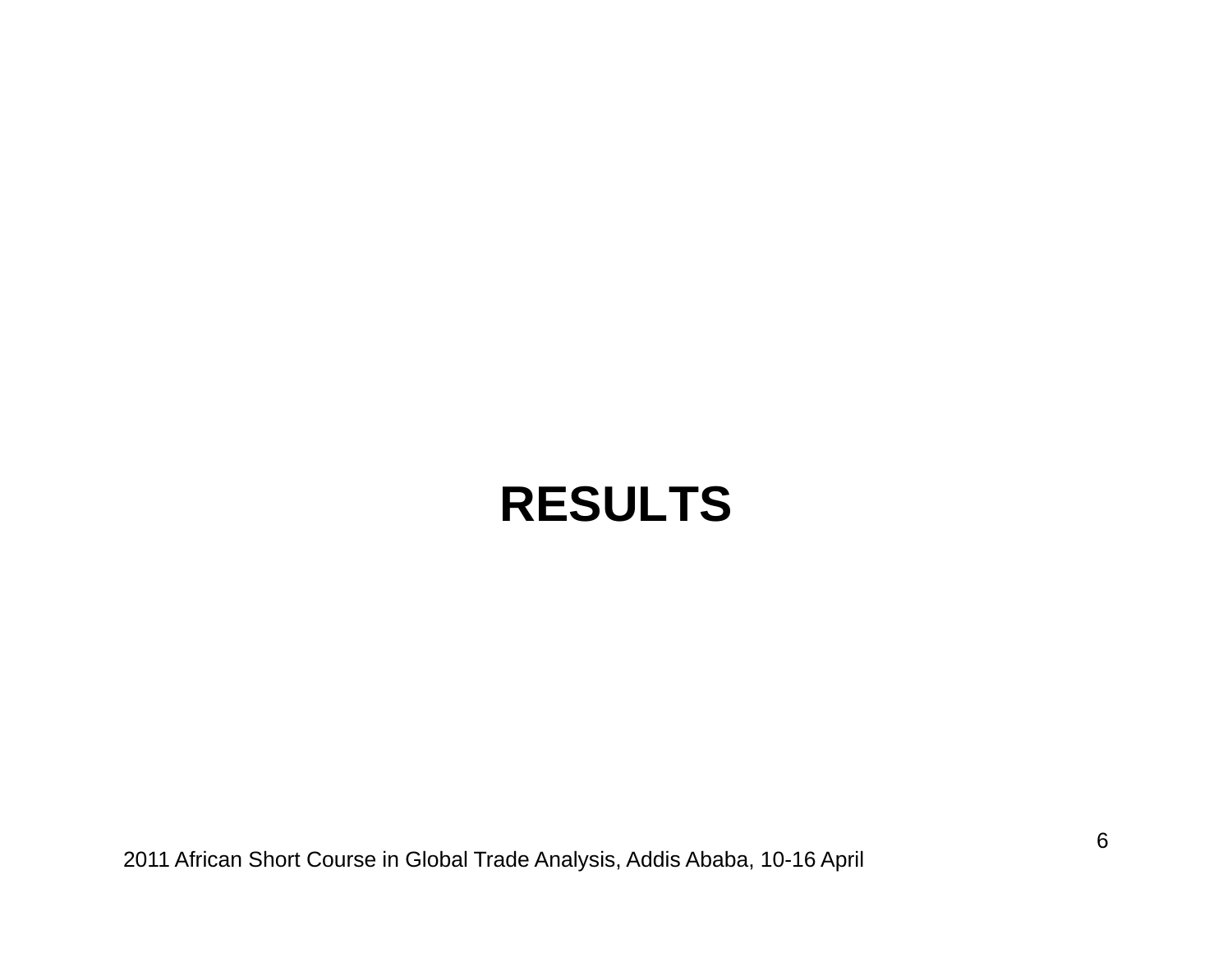# RESULTS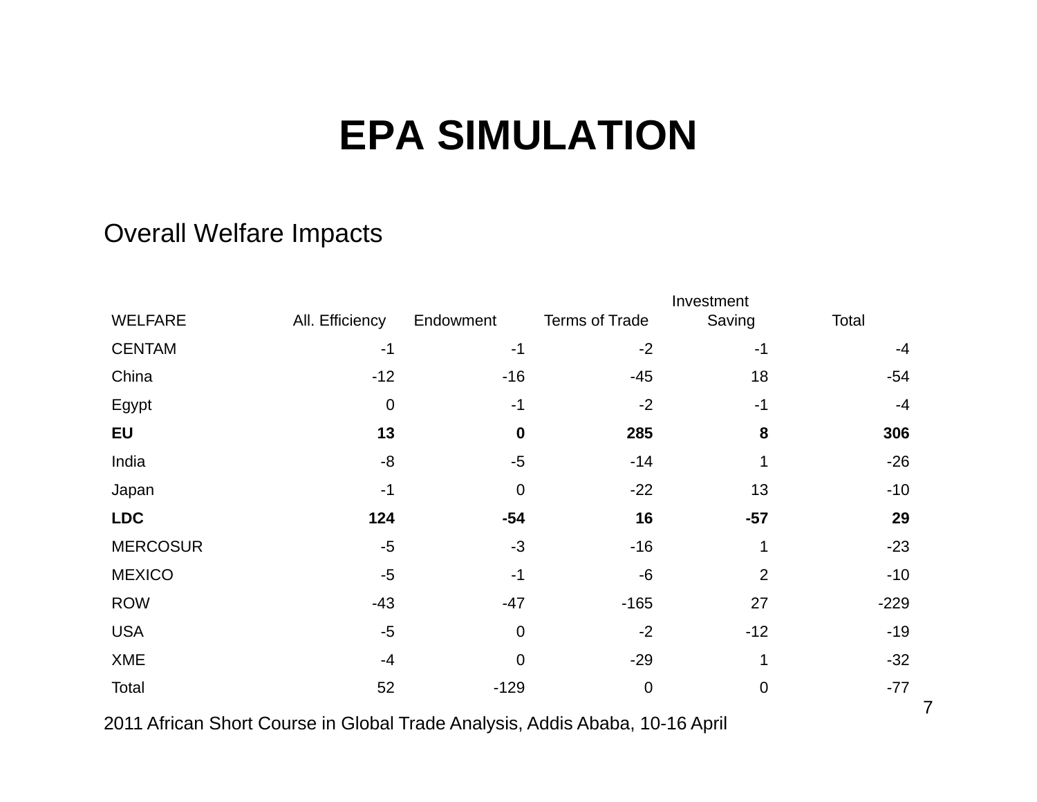# EPA SIMULATION

Overall Welfare Impacts

| WELFARE | All. Efficiency | Endowment | Terms of Trade | Investment Saving | Total |
|---|---|---|---|---|---|
| CENTAM | -1 | -1 | -2 | -1 | -4 |
| China | -12 | -16 | -45 | 18 | -54 |
| Egypt | 0 | -1 | -2 | -1 | -4 |
| **EU** | **13** | **0** | **285** | **8** | **306** |
| India | -8 | -5 | -14 | 1 | -26 |
| Japan | -1 | 0 | -22 | 13 | -10 |
| **LDC** | **124** | **-54** | **16** | **-57** | **29** |
| MERCOSUR | -5 | -3 | -16 | 1 | -23 |
| MEXICO | -5 | -1 | -6 | 2 | -10 |
| ROW | -43 | -47 | -165 | 27 | -229 |
| USA | -5 | 0 | -2 | -12 | -19 |
| XME | -4 | 0 | -29 | 1 | -32 |
| Total | 52 | -129 | 0 | 0 | -77 |

2011 African Short Course in Global Trade Analysis, Addis Ababa, 10-16 April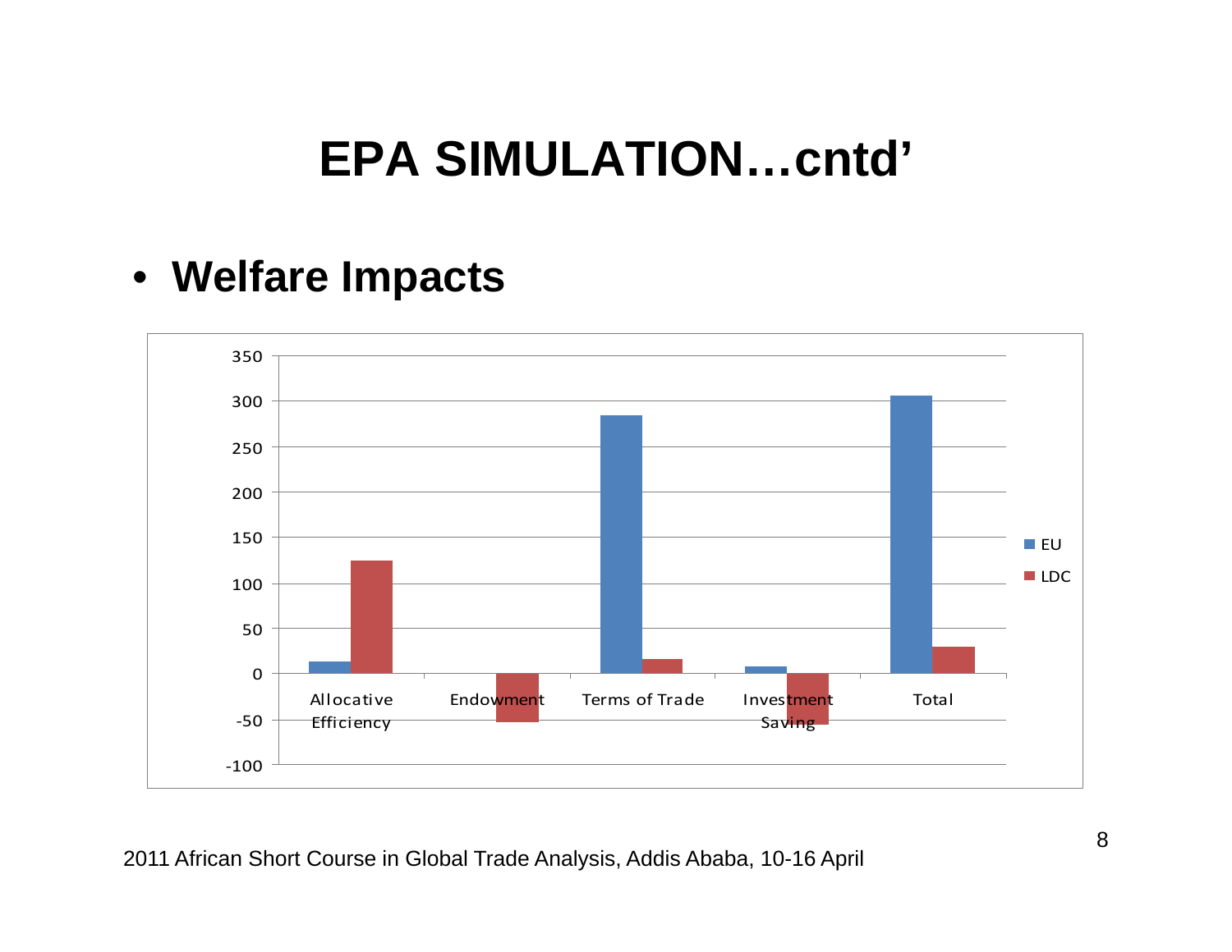# EPA SIMULATION…cntd'

- **Welfare Impacts**

| | EU | LDC |
|---|---|---|
| Allocative Efficiency | 13 | 124 |
| Endowment | 0 | -53 |
| Terms of Trade | 284 | 16 |
| Investment Saving | 8 | -56 |
| Total | 306 | 29 |

2011 African Short Course in Global Trade Analysis, Addis Ababa, 10-16 April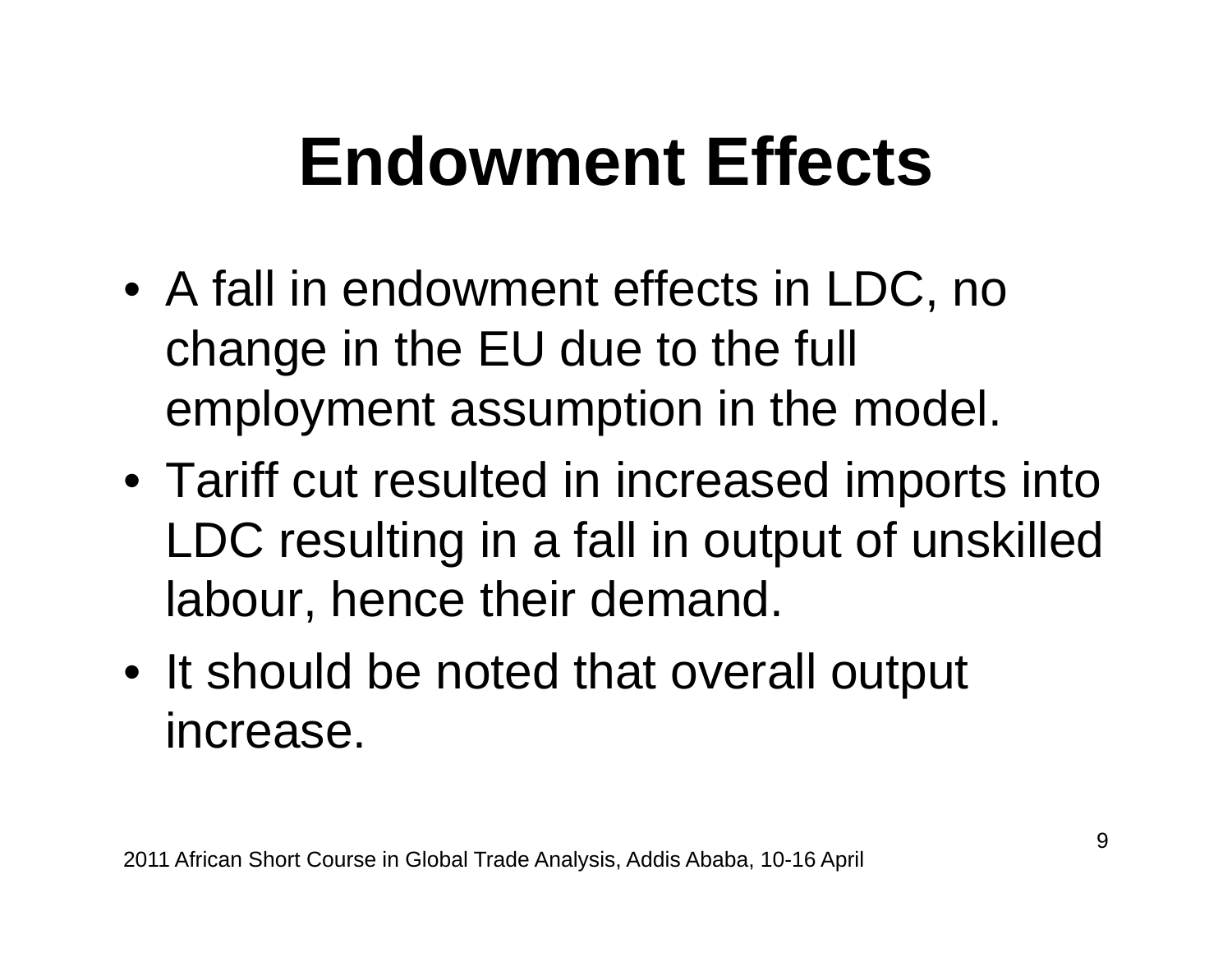# Endowment Effects

- A fall in endowment effects in LDC, no change in the EU due to the full employment assumption in the model.
- Tariff cut resulted in increased imports into LDC resulting in a fall in output of unskilled labour, hence their demand.
- It should be noted that overall output increase.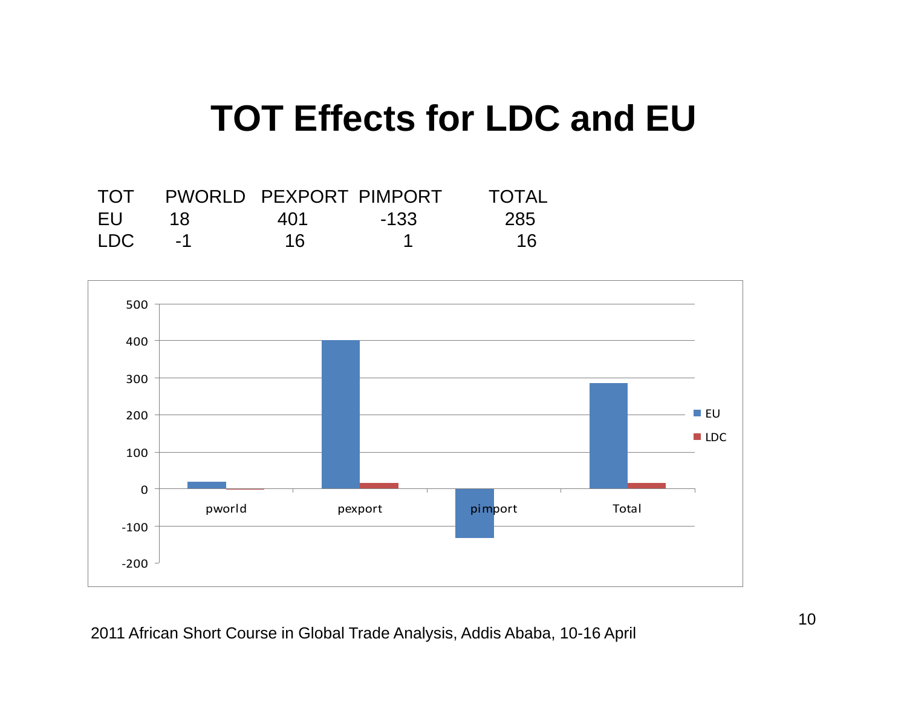# TOT Effects for LDC and EU

| TOT | PWORLD | PEXPORT | PIMPORT | TOTAL |
|---|---|---|---|---|
| EU | 18 | 401 | -133 | 285 |
| LDC | -1 | 16 | 1 | 16 |

2011 African Short Course in Global Trade Analysis, Addis Ababa, 10-16 April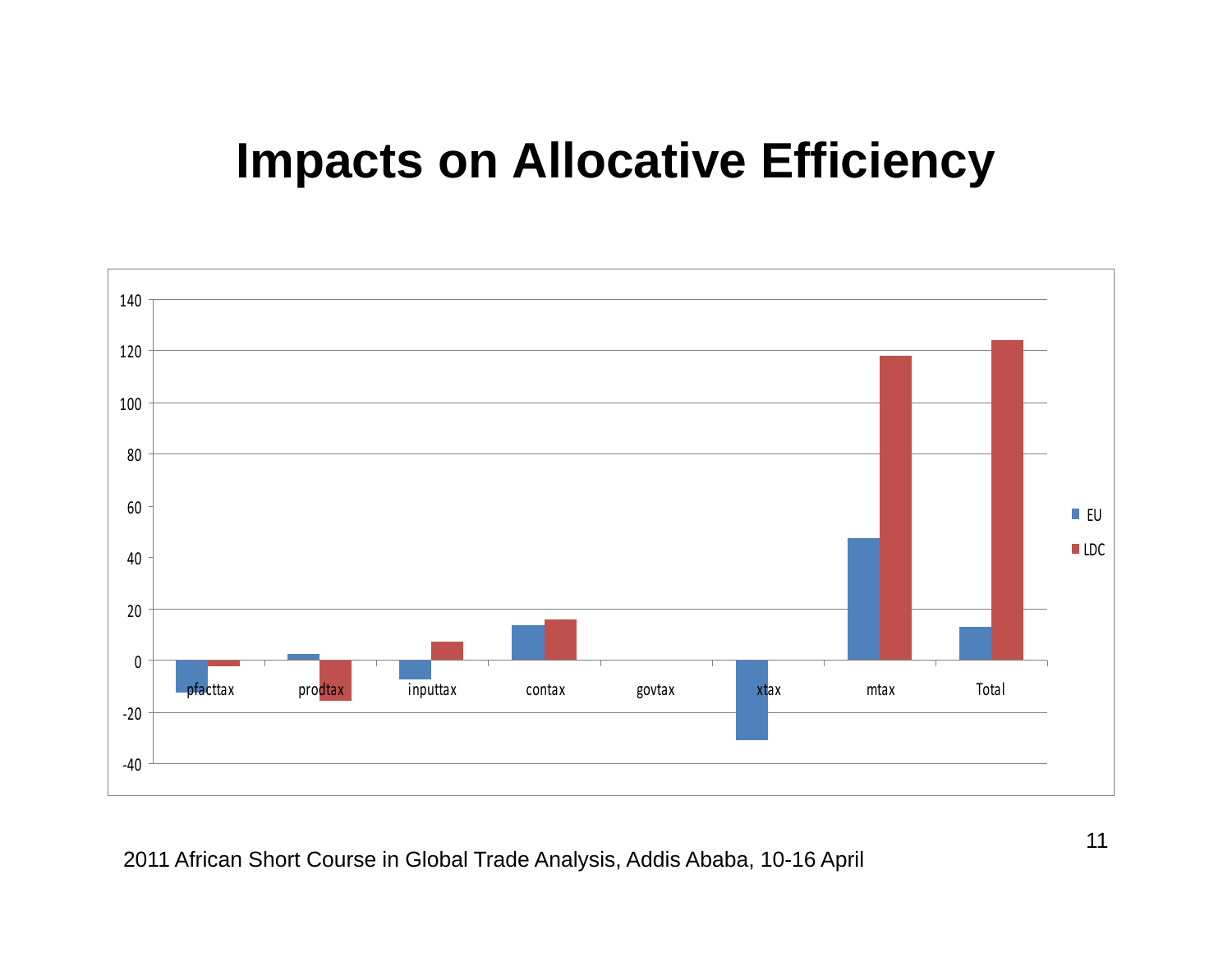# Impacts on Allocative Efficiency

140
120
100
80
60
40
20
0
-20
-40

pfacttax prodtax inputtax contax govtax xtax mtax Total

EU
LDC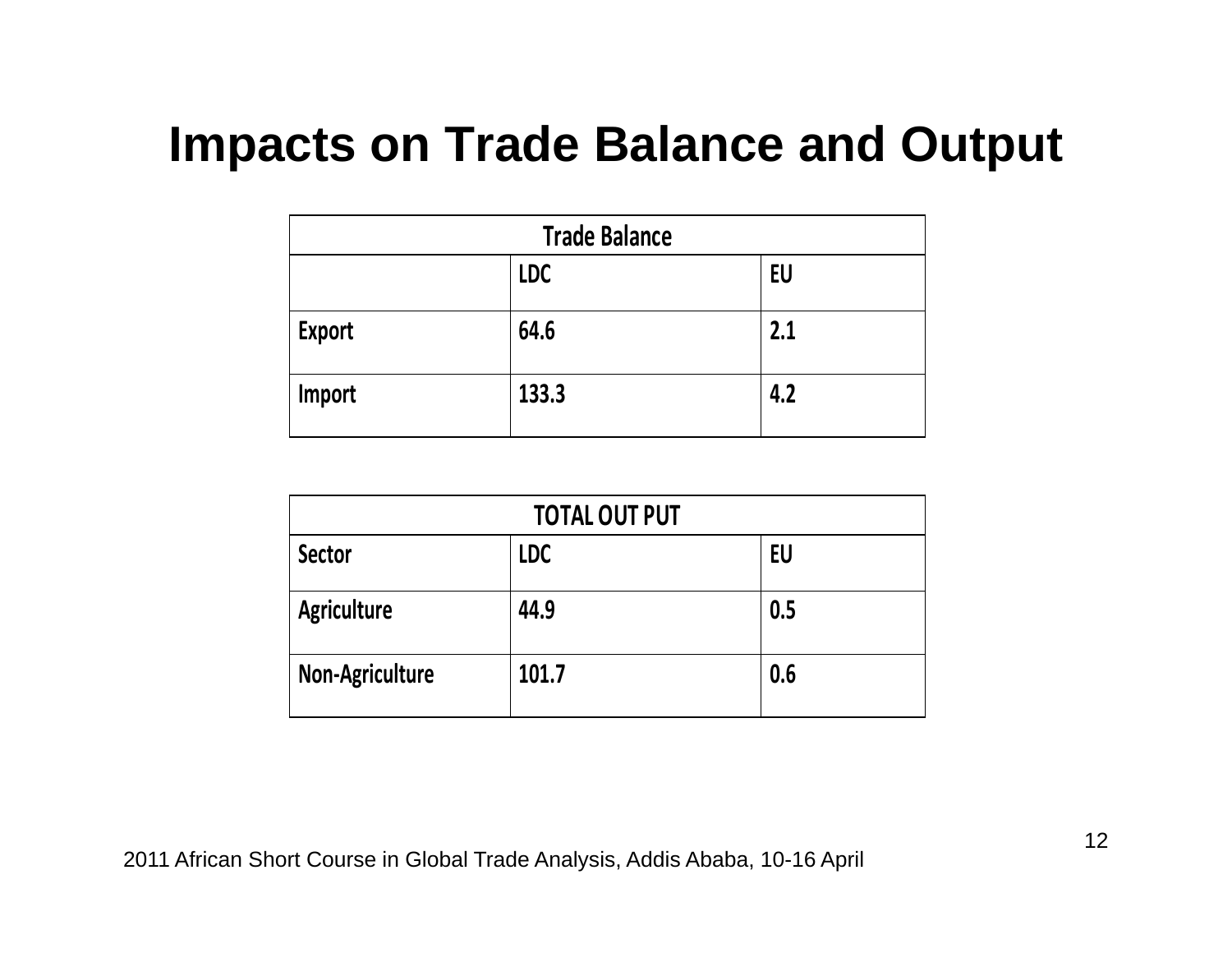# Impacts on Trade Balance and Output

| Trade Balance | | |
|---|---|---|
| | LDC | EU |
| Export | 64.6 | 2.1 |
| Import | 133.3 | 4.2 |

| TOTAL OUT PUT | | |
|---|---|---|
| Sector | LDC | EU |
| Agriculture | 44.9 | 0.5 |
| Non-Agriculture | 101.7 | 0.6 |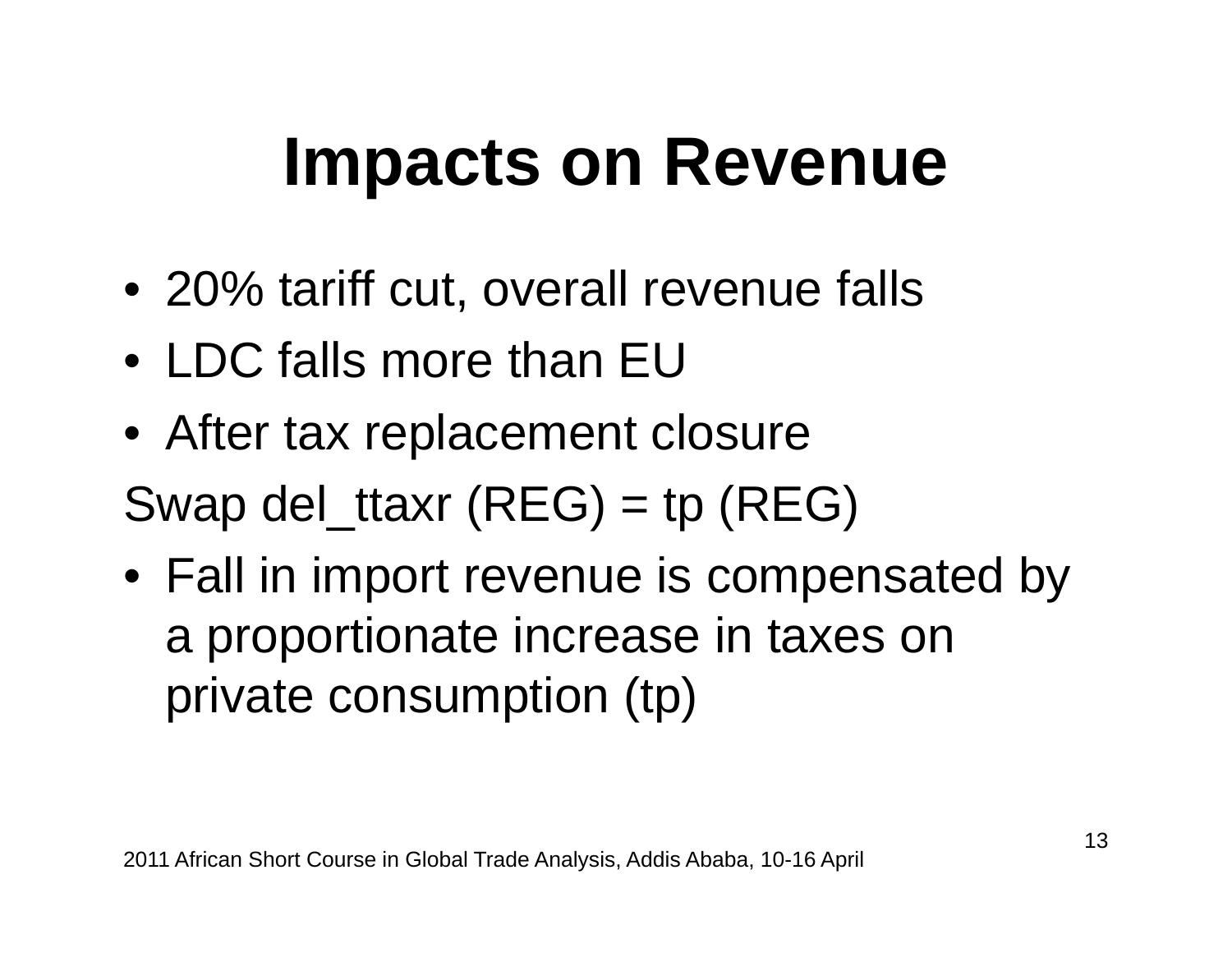# Impacts on Revenue

- 20% tariff cut, overall revenue falls
- LDC falls more than EU
- After tax replacement closure

Swap del_ttaxr (REG) = tp (REG)

- Fall in import revenue is compensated by a proportionate increase in taxes on private consumption (tp)

2011 African Short Course in Global Trade Analysis, Addis Ababa, 10-16 April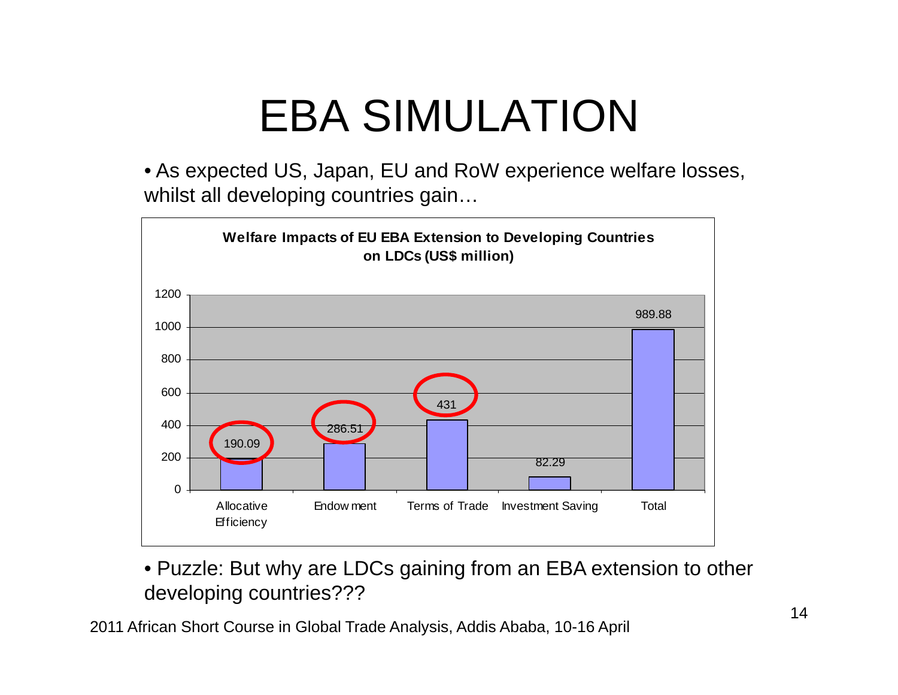# EBA SIMULATION

- As expected US, Japan, EU and RoW experience welfare losses, whilst all developing countries gain…

**Welfare Impacts of EU EBA Extension to Developing Countries on LDCs (US$ million)**

| Allocative Efficiency | Endowment | Terms of Trade | Investment Saving | Total |
|---|---|---|---|---|
| 190.09 | 286.51 | 431 | 82.29 | 989.88 |

- Puzzle: But why are LDCs gaining from an EBA extension to other developing countries???

2011 African Short Course in Global Trade Analysis, Addis Ababa, 10-16 April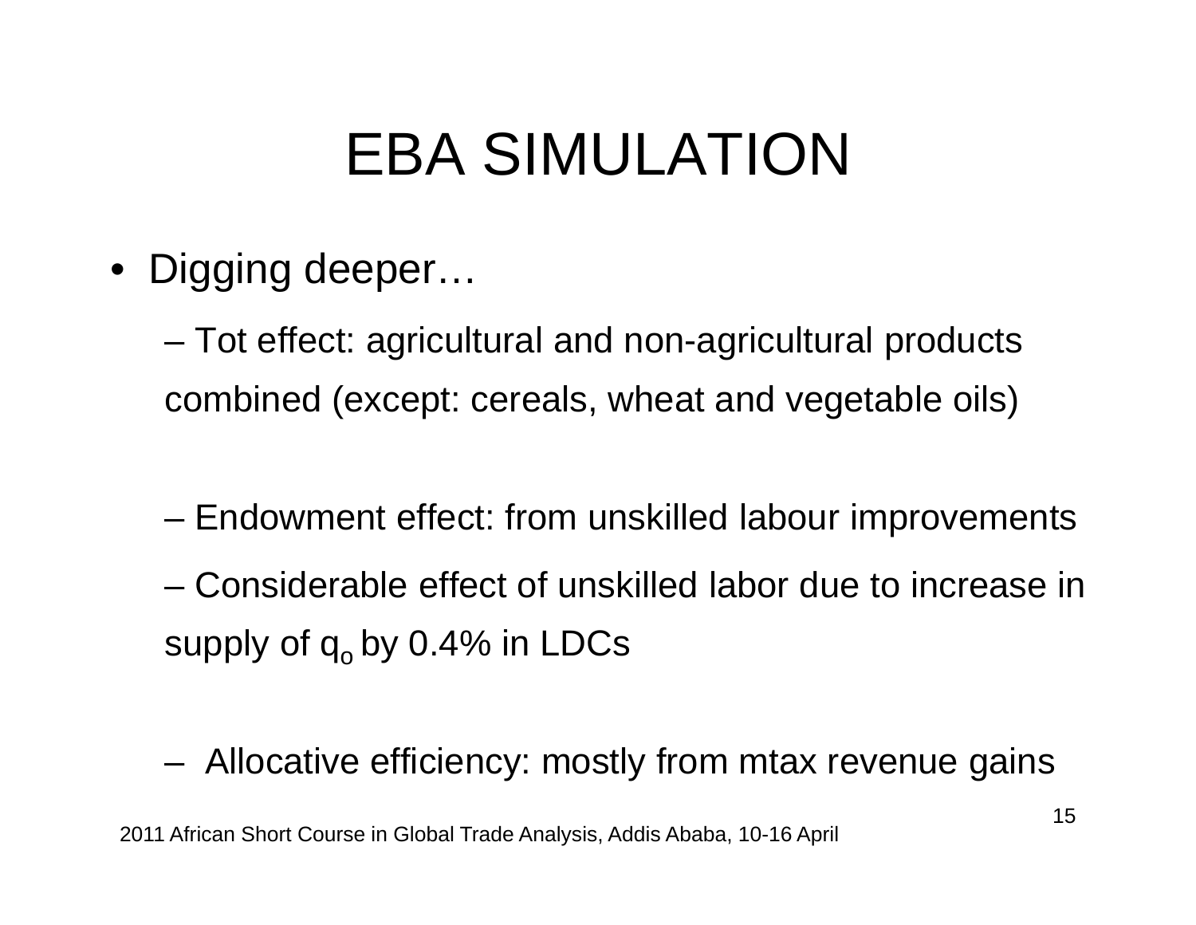# EBA SIMULATION

- Digging deeper…
  - Tot effect: agricultural and non-agricultural products combined (except: cereals, wheat and vegetable oils)
  - Endowment effect: from unskilled labour improvements
  - Considerable effect of unskilled labor due to increase in supply of $q_o$ by 0.4% in LDCs
  - Allocative efficiency: mostly from mtax revenue gains

2011 African Short Course in Global Trade Analysis, Addis Ababa, 10-16 April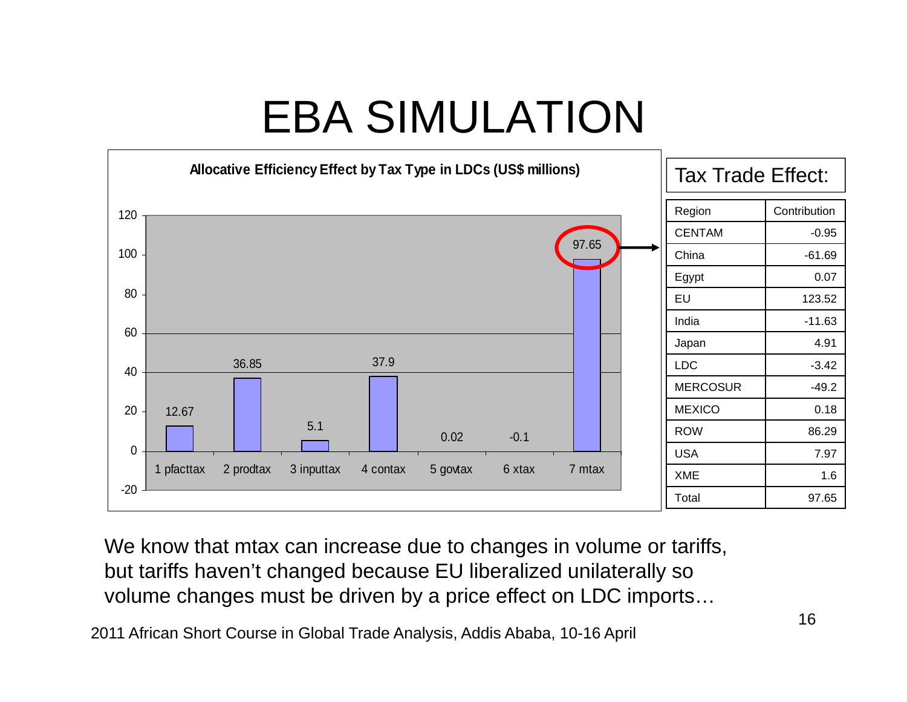# EBA SIMULATION

**Allocative Efficiency Effect by Tax Type in LDCs (US$ millions)**

| Tax type | Value |
|---|---|
| 1 pfacttax | 12.67 |
| 2 prodtax | 36.85 |
| 3 inputtax | 5.1 |
| 4 contax | 37.9 |
| 5 govtax | 0.02 |
| 6 xtax | -0.1 |
| 7 mtax | 97.65 |

Tax Trade Effect:

| Region | Contribution |
|---|---|
| CENTAM | -0.95 |
| China | -61.69 |
| Egypt | 0.07 |
| EU | 123.52 |
| India | -11.63 |
| Japan | 4.91 |
| LDC | -3.42 |
| MERCOSUR | -49.2 |
| MEXICO | 0.18 |
| ROW | 86.29 |
| USA | 7.97 |
| XME | 1.6 |
| Total | 97.65 |

We know that mtax can increase due to changes in volume or tariffs, but tariffs haven't changed because EU liberalized unilaterally so volume changes must be driven by a price effect on LDC imports…

2011 African Short Course in Global Trade Analysis, Addis Ababa, 10-16 April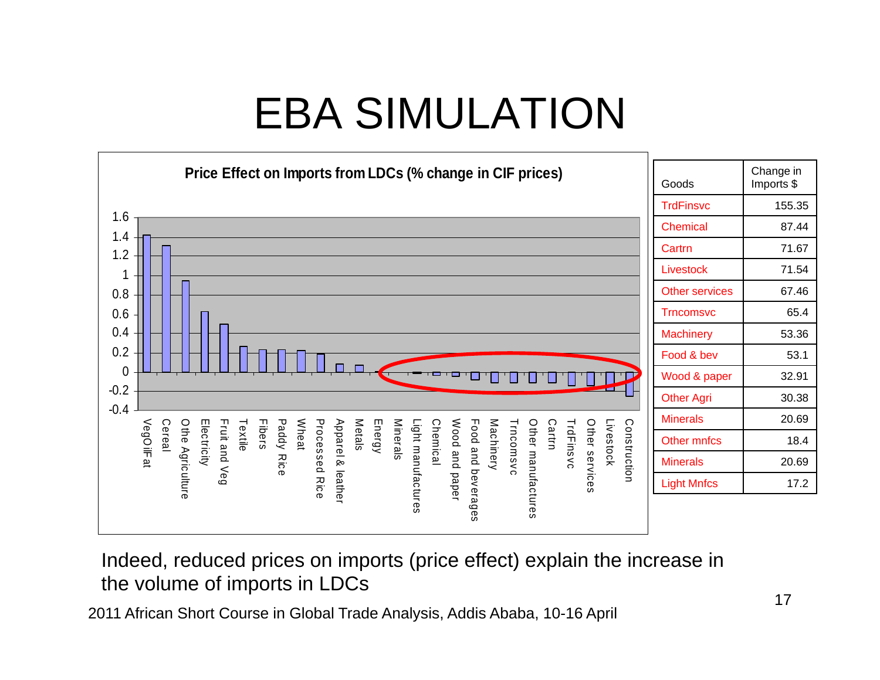# EBA SIMULATION

**Price Effect on Imports from LDCs (% change in CIF prices)**

| Goods | Change in Imports $ |
|---|---|
| TrdFinsvc | 155.35 |
| Chemical | 87.44 |
| Cartrn | 71.67 |
| Livestock | 71.54 |
| Other services | 67.46 |
| Trncomsvc | 65.4 |
| Machinery | 53.36 |
| Food & bev | 53.1 |
| Wood & paper | 32.91 |
| Other Agri | 30.38 |
| Minerals | 20.69 |
| Other mnfcs | 18.4 |
| Minerals | 20.69 |
| Light Mnfcs | 17.2 |

Indeed, reduced prices on imports (price effect) explain the increase in the volume of imports in LDCs

2011 African Short Course in Global Trade Analysis, Addis Ababa, 10-16 April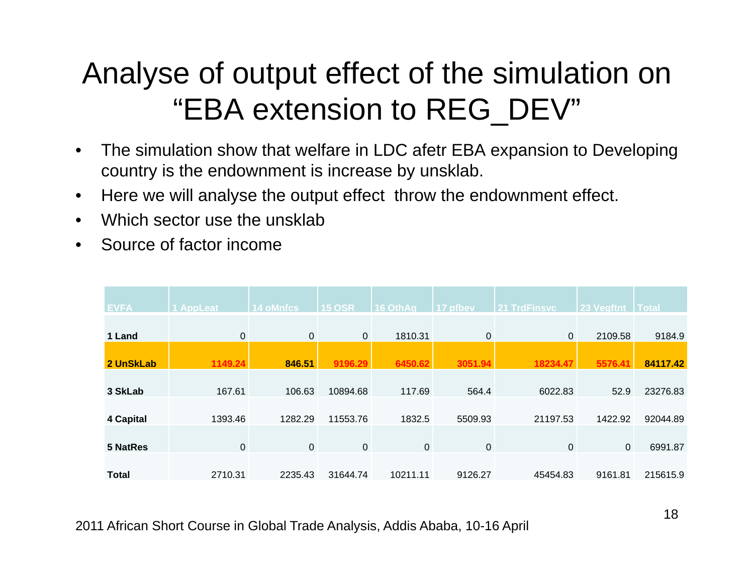# Analyse of output effect of the simulation on "EBA extension to REG_DEV"

- The simulation show that welfare in LDC afetr EBA expansion to Developing country is the endownment is increase by unsklab.
- Here we will analyse the output effect throw the endownment effect.
- Which sector use the unsklab
- Source of factor income

| EVFA | 1 AppLeat | 14 oMnfcs | 15 OSR | 16 OthAg | 17 pfbev | 21 TrdFinsvc | 23 Vegftnt | Total |
|---|---|---|---|---|---|---|---|---|
| **1 Land** | 0 | 0 | 0 | 1810.31 | 0 | 0 | 2109.58 | 9184.9 |
| **2 UnSkLab** | **1149.24** | **846.51** | **9196.29** | **6450.62** | **3051.94** | **18234.47** | **5576.41** | **84117.42** |
| **3 SkLab** | 167.61 | 106.63 | 10894.68 | 117.69 | 564.4 | 6022.83 | 52.9 | 23276.83 |
| **4 Capital** | 1393.46 | 1282.29 | 11553.76 | 1832.5 | 5509.93 | 21197.53 | 1422.92 | 92044.89 |
| **5 NatRes** | 0 | 0 | 0 | 0 | 0 | 0 | 0 | 6991.87 |
| **Total** | 2710.31 | 2235.43 | 31644.74 | 10211.11 | 9126.27 | 45454.83 | 9161.81 | 215615.9 |

2011 African Short Course in Global Trade Analysis, Addis Ababa, 10-16 April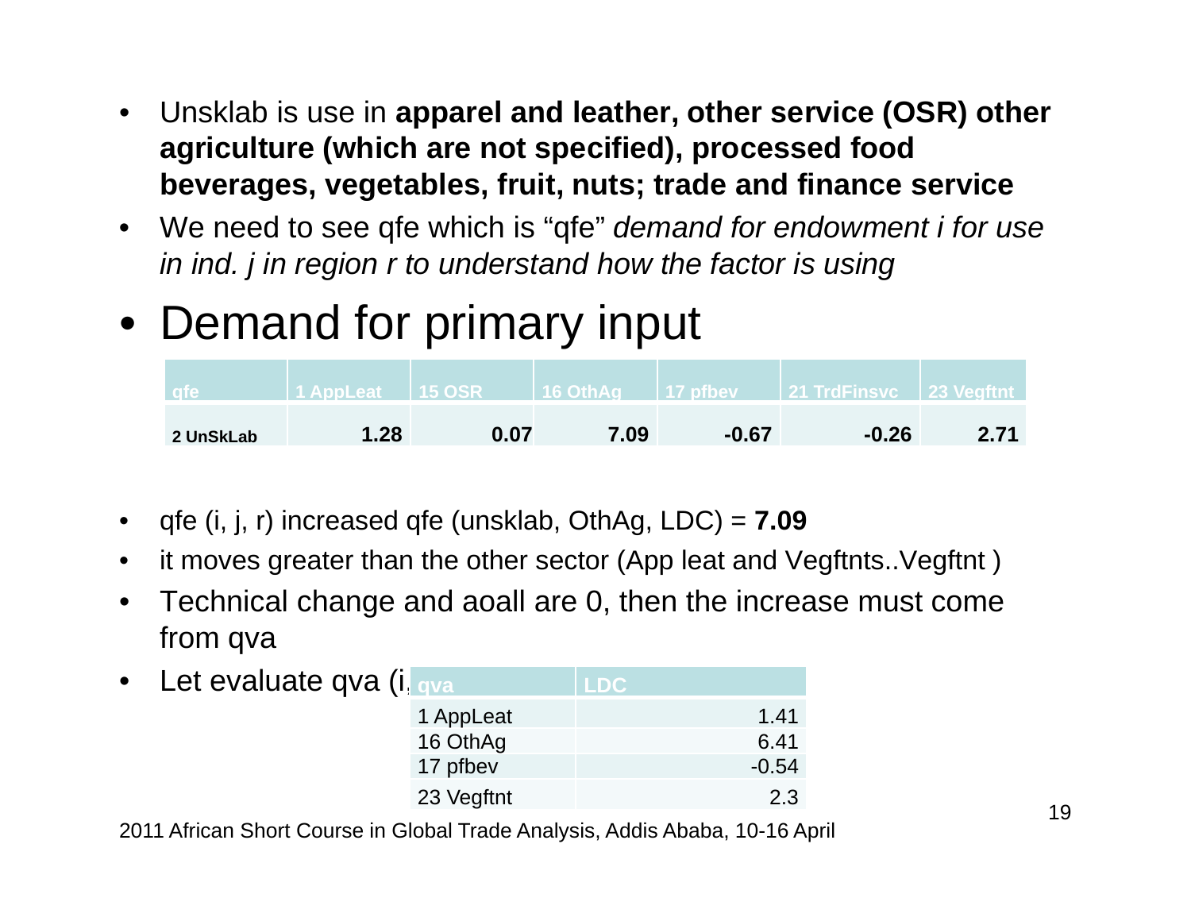- Unsklab is use in **apparel and leather, other service (OSR) other agriculture (which are not specified), processed food beverages, vegetables, fruit, nuts; trade and finance service**
- We need to see qfe which is "qfe" *demand for endowment i for use in ind. j in region r to understand how the factor is using*

- Demand for primary input

| qfe | 1 AppLeat | 15 OSR | 16 OthAg | 17 pfbev | 21 TrdFinsvc | 23 Vegftnt |
|---|---|---|---|---|---|---|
| **2 UnSkLab** | **1.28** | **0.07** | **7.09** | **-0.67** | **-0.26** | **2.71** |

- qfe (i, j, r) increased qfe (unsklab, OthAg, LDC) = **7.09**
- it moves greater than the other sector (App leat and Vegftnts..Vegftnt )
- Technical change and aoall are 0, then the increase must come from qva
- Let evaluate qva (i,

| qva | LDC |
|---|---|
| 1 AppLeat | 1.41 |
| 16 OthAg | 6.41 |
| 17 pfbev | -0.54 |
| 23 Vegftnt | 2.3 |

2011 African Short Course in Global Trade Analysis, Addis Ababa, 10-16 April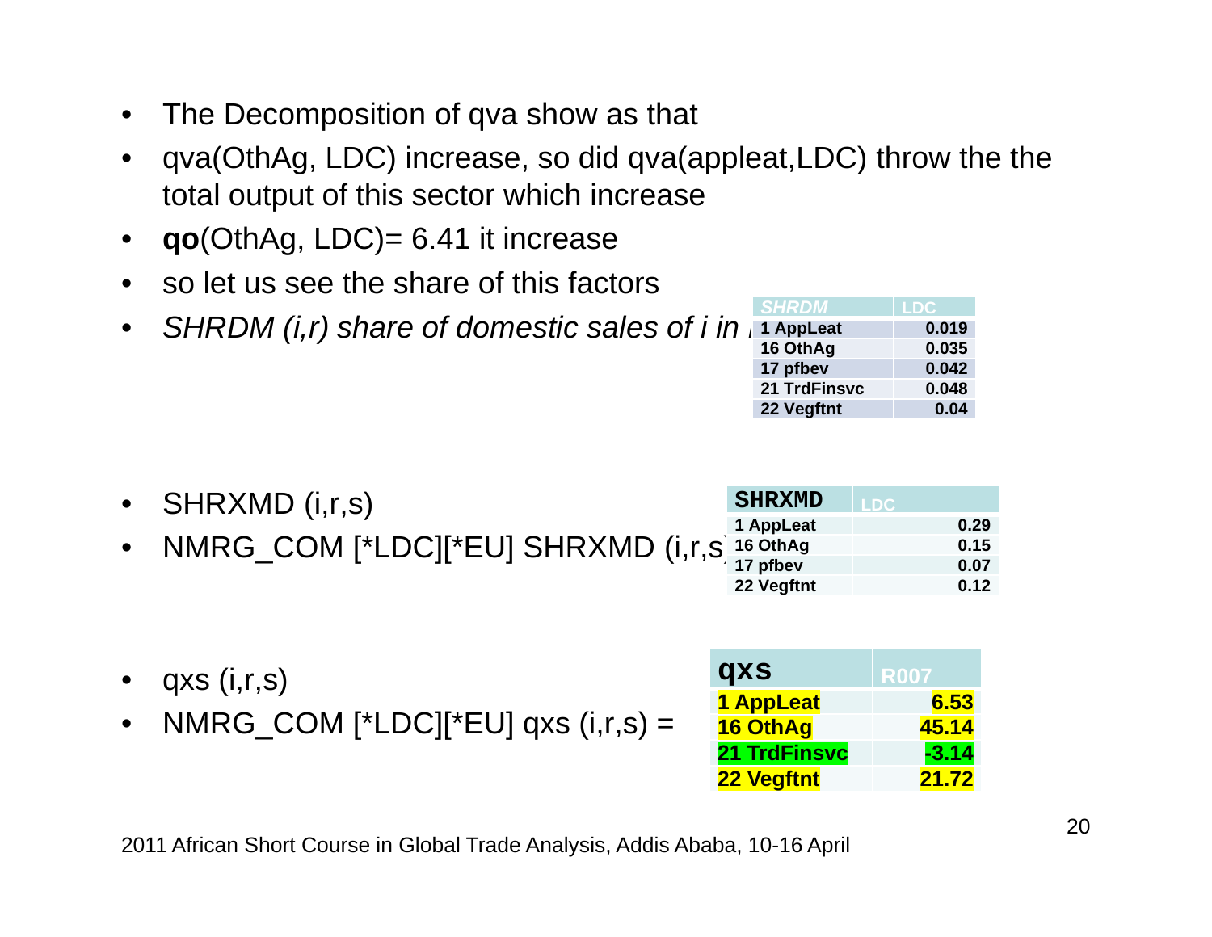- The Decomposition of qva show as that
- qva(OthAg, LDC) increase, so did qva(appleat,LDC) throw the the total output of this sector which increase
- **qo**(OthAg, LDC)= 6.41 it increase
- so let us see the share of this factors
- *SHRDM (i,r) share of domestic sales of i in r*

| *SHRDM* | LDC |
|---|---|
| 1 AppLeat | 0.019 |
| 16 OthAg | 0.035 |
| 17 pfbev | 0.042 |
| 21 TrdFinsvc | 0.048 |
| 22 Vegftnt | 0.04 |

- SHRXMD (i,r,s)
- NMRG_COM [*LDC][*EU] SHRXMD (i,r,s)

| SHRXMD | LDC |
|---|---|
| 1 AppLeat | 0.29 |
| 16 OthAg | 0.15 |
| 17 pfbev | 0.07 |
| 22 Vegftnt | 0.12 |

- qxs (i,r,s)
- NMRG_COM [*LDC][*EU] qxs (i,r,s) =

| qxs | R007 |
|---|---|
| 1 AppLeat | 6.53 |
| 16 OthAg | 45.14 |
| 21 TrdFinsvc | -3.14 |
| 22 Vegftnt | 21.72 |

2011 African Short Course in Global Trade Analysis, Addis Ababa, 10-16 April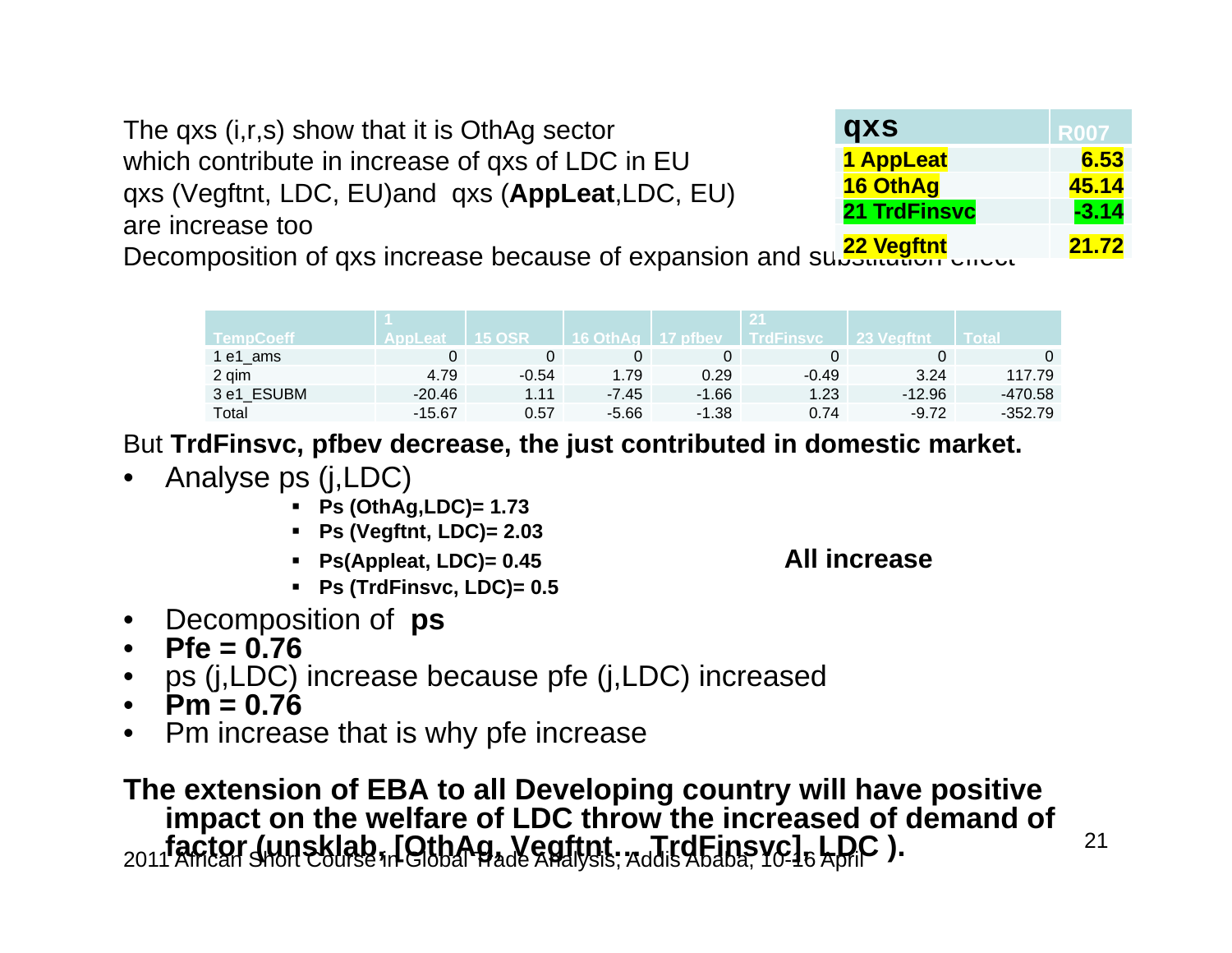The qxs (i,r,s) show that it is OthAg sector which contribute in increase of qxs of LDC in EU qxs (Vegftnt, LDC, EU)and qxs (**AppLeat**,LDC, EU) are increase too

| qxs | R007 |
|---|---|
| 1 AppLeat | 6.53 |
| 16 OthAg | 45.14 |
| 21 TrdFinsvc | -3.14 |
| 22 Vegftnt | 21.72 |

Decomposition of qxs increase because of expansion and substitution effect

| TempCoeff | 1 AppLeat | 15 OSR | 16 OthAg | 17 pfbev | 21 TrdFinsvc | 23 Vegftnt | Total |
|---|---|---|---|---|---|---|---|
| 1 e1_ams | 0 | 0 | 0 | 0 | 0 | 0 | 0 |
| 2 qim | 4.79 | -0.54 | 1.79 | 0.29 | -0.49 | 3.24 | 117.79 |
| 3 e1_ESUBM | -20.46 | 1.11 | -7.45 | -1.66 | 1.23 | -12.96 | -470.58 |
| Total | -15.67 | 0.57 | -5.66 | -1.38 | 0.74 | -9.72 | -352.79 |

But **TrdFinsvc, pfbev decrease, the just contributed in domestic market.**

- Analyse ps (j,LDC)
  - **Ps (OthAg,LDC)= 1.73**
  - **Ps (Vegftnt, LDC)= 2.03**
  - **Ps(Appleat, LDC)= 0.45**
  - **Ps (TrdFinsvc, LDC)= 0.5**

**All increase**

- Decomposition of **ps**
- **Pfe = 0.76**
- ps (j,LDC) increase because pfe (j,LDC) increased
- **Pm = 0.76**
- Pm increase that is why pfe increase

**The extension of EBA to all Developing country will have positive impact on the welfare of LDC throw the increased of demand of factor (unsklab, [OthAg, Vegftnt, .. TrdFinsvc], LDC ).**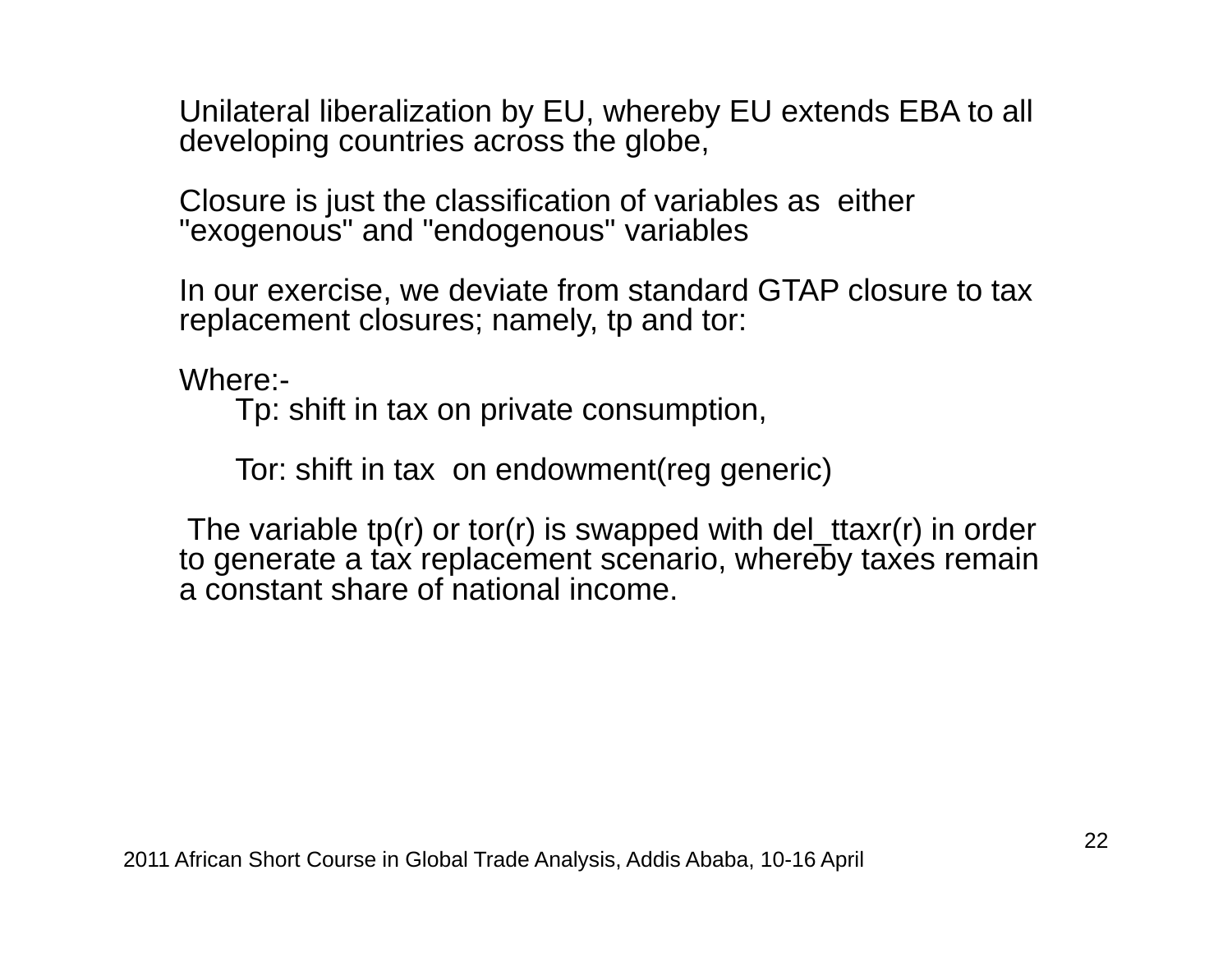Unilateral liberalization by EU, whereby EU extends EBA to all developing countries across the globe,

Closure is just the classification of variables as either "exogenous" and "endogenous" variables

In our exercise, we deviate from standard GTAP closure to tax replacement closures; namely, tp and tor:

Where:-

- Tp: shift in tax on private consumption,
- Tor: shift in tax on endowment(reg generic)

The variable tp(r) or tor(r) is swapped with del_ttaxr(r) in order to generate a tax replacement scenario, whereby taxes remain a constant share of national income.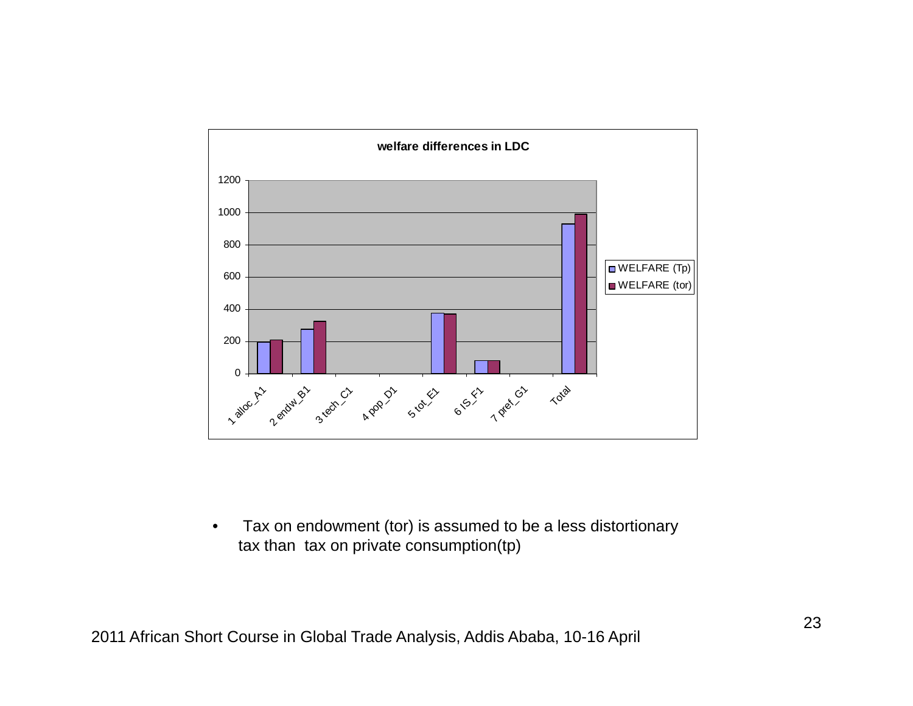**welfare differences in LDC**

- Tax on endowment (tor) is assumed to be a less distortionary tax than tax on private consumption(tp)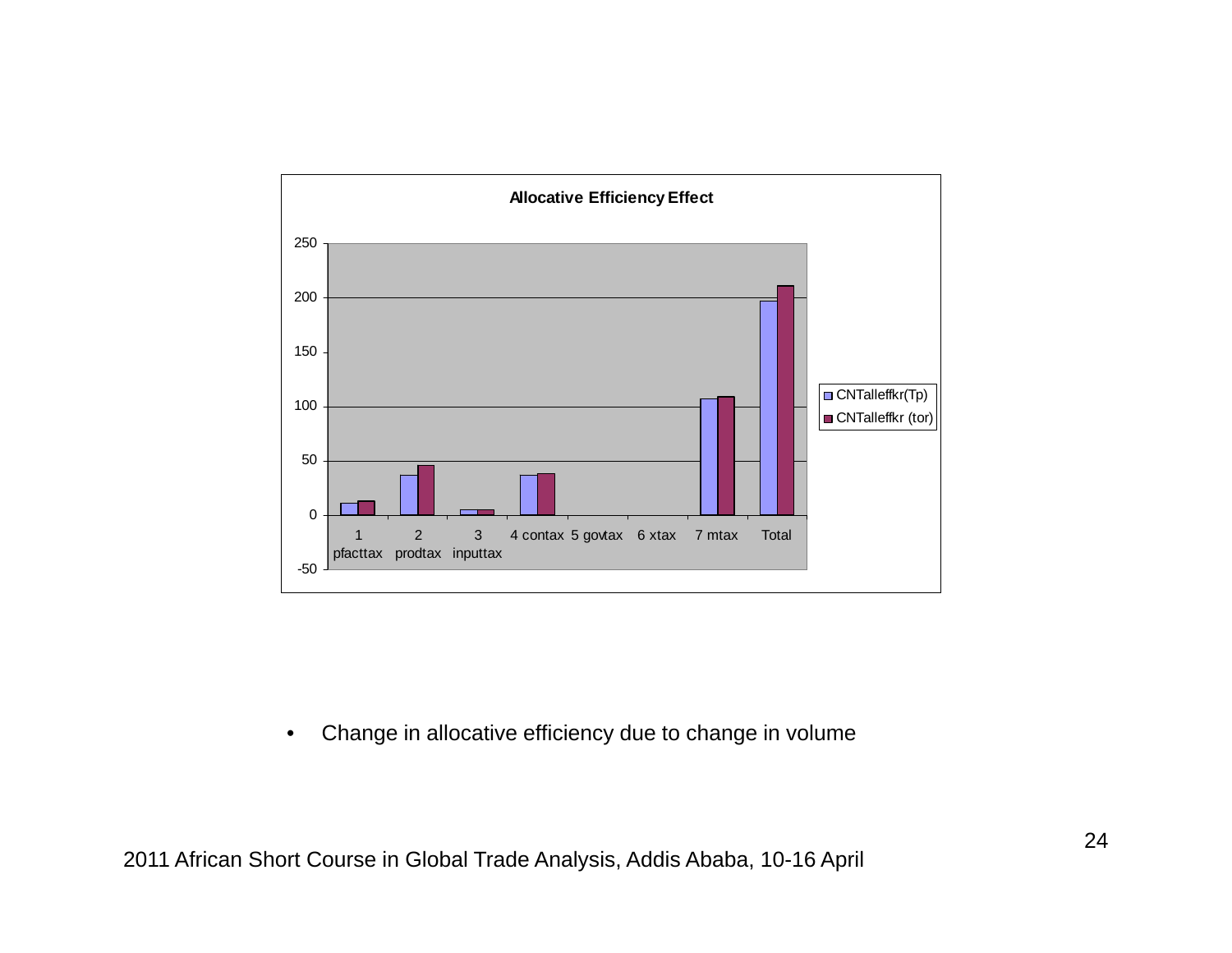**Allocative Efficiency Effect**

- Change in allocative efficiency due to change in volume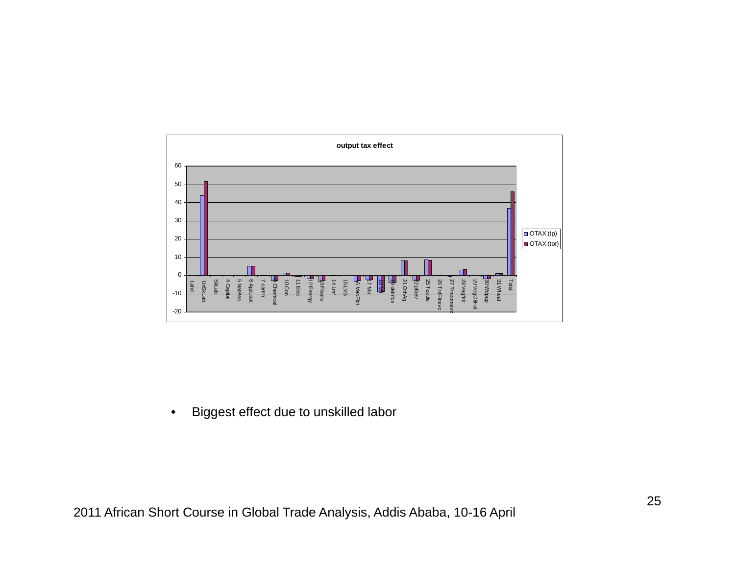**output tax effect**

- Biggest effect due to unskilled labor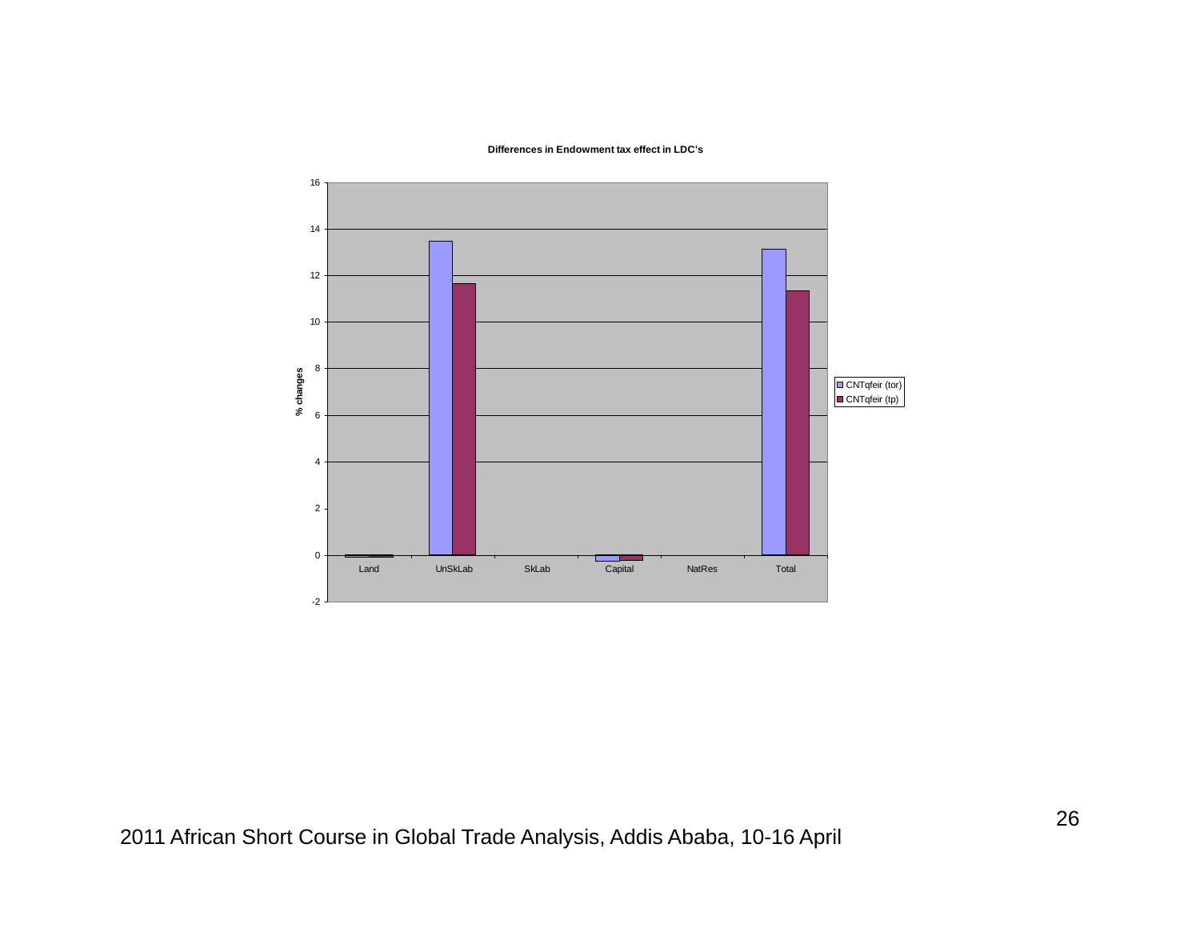**Differences in Endowment tax effect in LDC's**

% changes

Land | UnSkLab | SkLab | Capital | NatRes | Total

CNTqfeir (tor)
CNTqfeir (tp)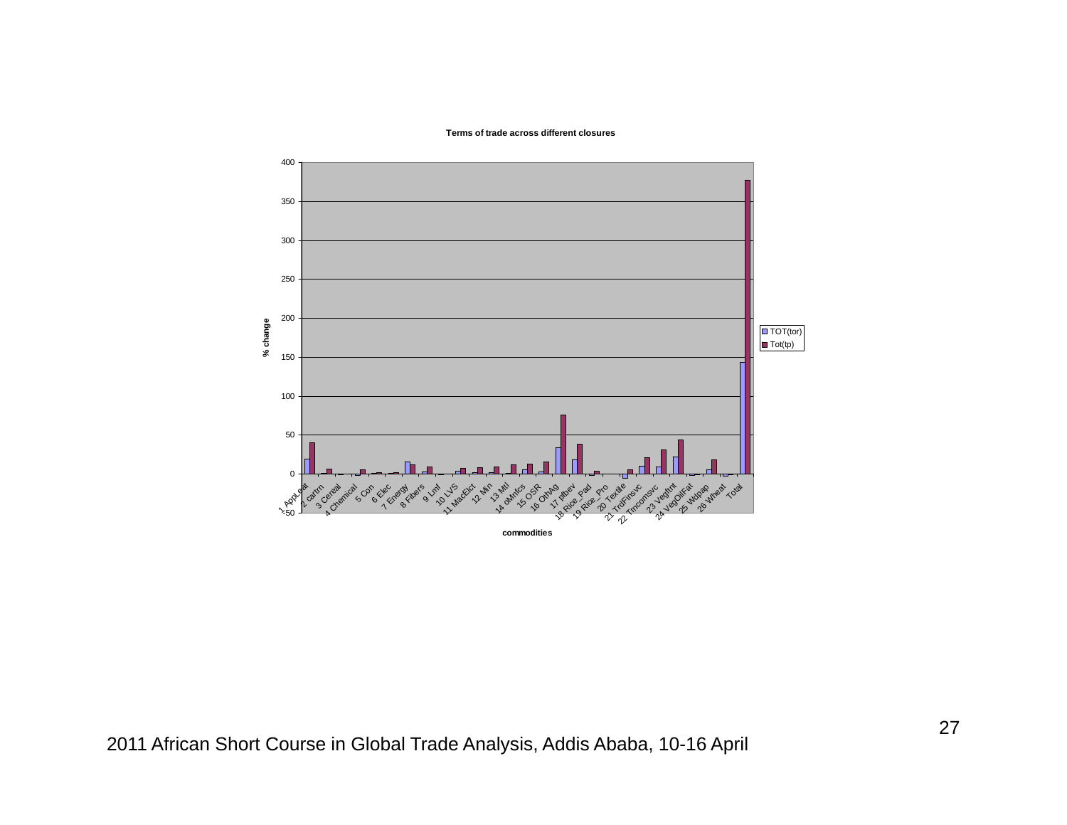**Terms of trade across different closures**

% change

TOT(tor)

Tot(tp)

commodities

1 AppLeat, 2 cartrn, 3 Cereal, 4 Chemical, 5 Con, 6 Elec, 7 Energy, 8 Fibers, 9 Lmf, 10 LVS, 11 MacElct, 12 Min, 13 Mtl, 14 oMnfcs, 15 OSR, 16 OthAg, 17 pfbev, 18 Rice_Pad, 19 Rice_Pro, 20 Textile, 21 TrdFinsvc, 22 Trncomsvc, 23 Vegfrnt, 24 VegOilFat, 25 Wdpap, 26 Wheat, Total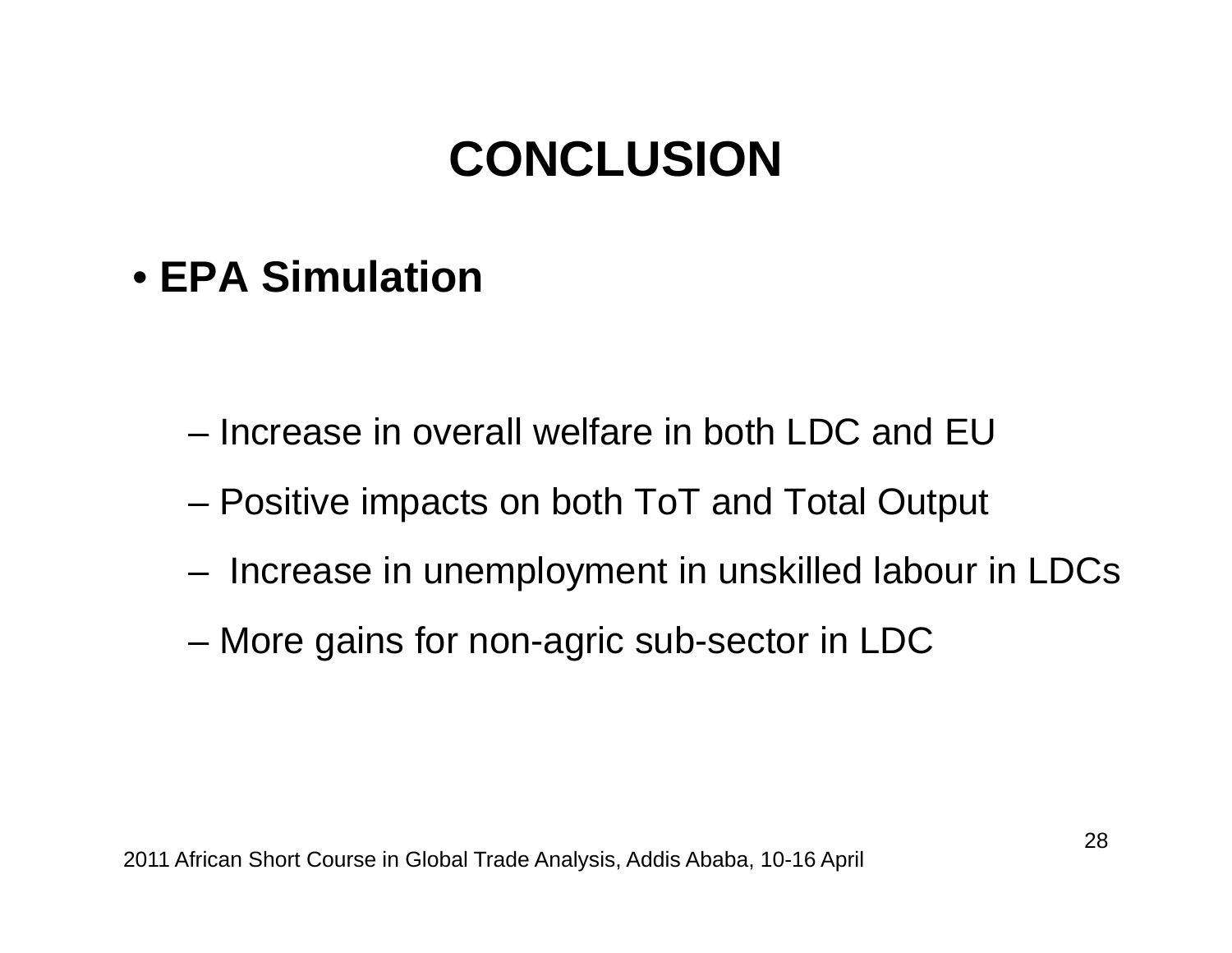# CONCLUSION

- **EPA Simulation**
  - Increase in overall welfare in both LDC and EU
  - Positive impacts on both ToT and Total Output
  - Increase in unemployment in unskilled labour in LDCs
  - More gains for non-agric sub-sector in LDC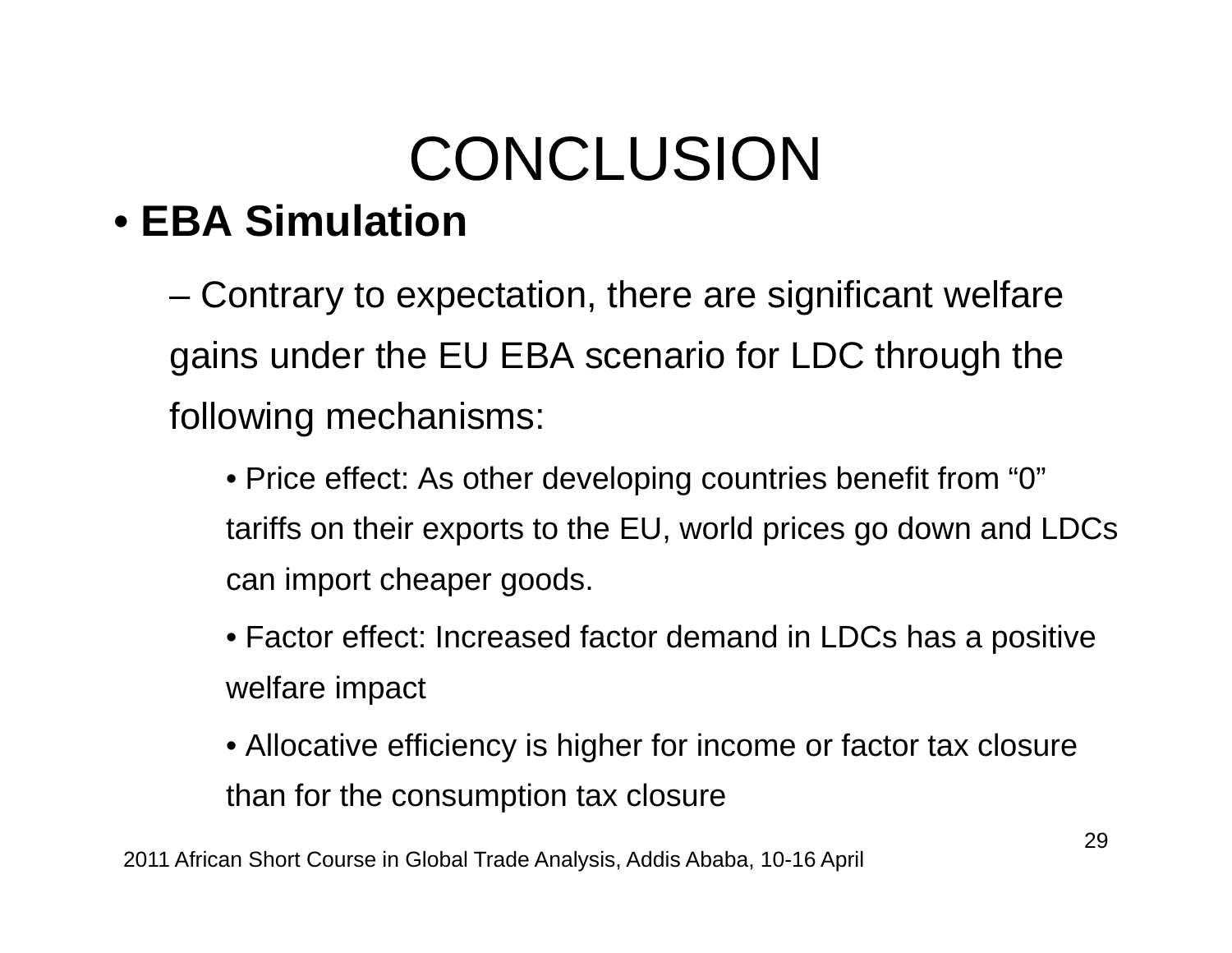# CONCLUSION

- **EBA Simulation**
  - Contrary to expectation, there are significant welfare gains under the EU EBA scenario for LDC through the following mechanisms:
    - Price effect: As other developing countries benefit from “0” tariffs on their exports to the EU, world prices go down and LDCs can import cheaper goods.
    - Factor effect: Increased factor demand in LDCs has a positive welfare impact
    - Allocative efficiency is higher for income or factor tax closure than for the consumption tax closure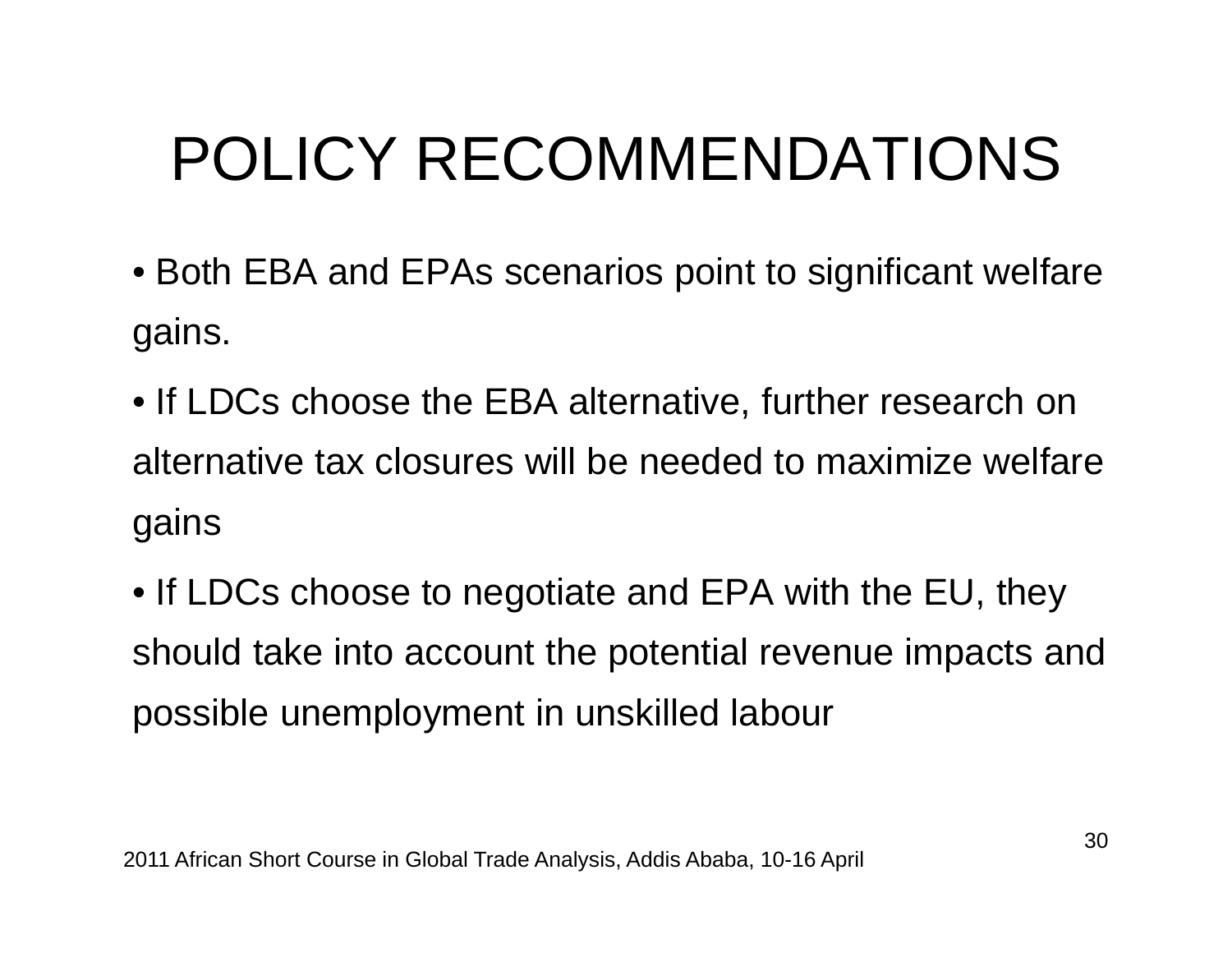# POLICY RECOMMENDATIONS

- Both EBA and EPAs scenarios point to significant welfare gains.
- If LDCs choose the EBA alternative, further research on alternative tax closures will be needed to maximize welfare gains
- If LDCs choose to negotiate and EPA with the EU, they should take into account the potential revenue impacts and possible unemployment in unskilled labour